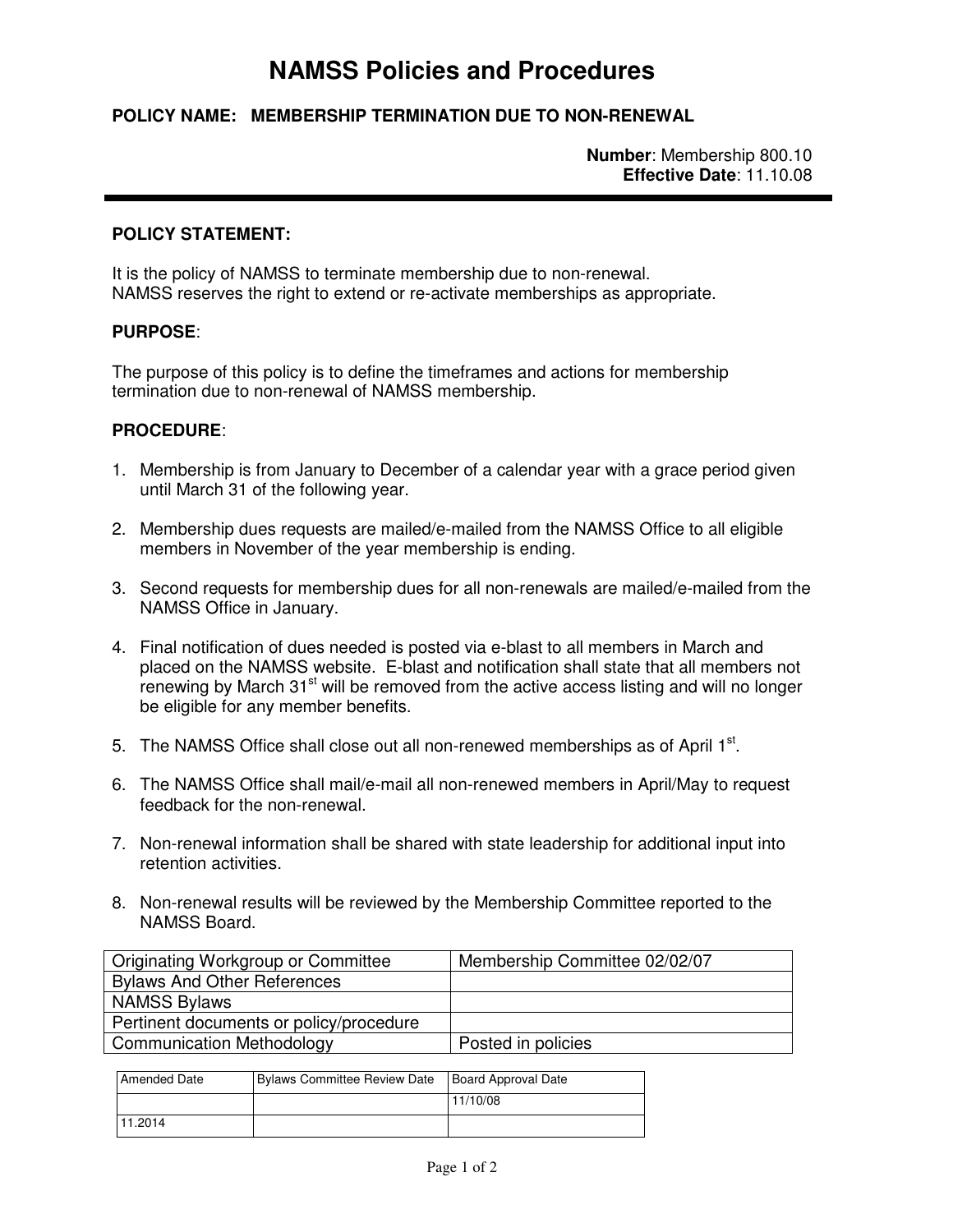# NAMSS Policies and Procedures

**POLICY NAME: MEMBERSHIP TERMINATION DUE TO NON-RENEWAL**

**Number**: Membership 800.10
**Effective Date**: 11.10.08

---

**POLICY STATEMENT:**

It is the policy of NAMSS to terminate membership due to non-renewal.
NAMSS reserves the right to extend or re-activate memberships as appropriate.

**PURPOSE**:

The purpose of this policy is to define the timeframes and actions for membership termination due to non-renewal of NAMSS membership.

**PROCEDURE**:

1. Membership is from January to December of a calendar year with a grace period given until March 31 of the following year.

2. Membership dues requests are mailed/e-mailed from the NAMSS Office to all eligible members in November of the year membership is ending.

3. Second requests for membership dues for all non-renewals are mailed/e-mailed from the NAMSS Office in January.

4. Final notification of dues needed is posted via e-blast to all members in March and placed on the NAMSS website. E-blast and notification shall state that all members not renewing by March 31st will be removed from the active access listing and will no longer be eligible for any member benefits.

5. The NAMSS Office shall close out all non-renewed memberships as of April 1st.

6. The NAMSS Office shall mail/e-mail all non-renewed members in April/May to request feedback for the non-renewal.

7. Non-renewal information shall be shared with state leadership for additional input into retention activities.

8. Non-renewal results will be reviewed by the Membership Committee reported to the NAMSS Board.

| Originating Workgroup or Committee | Membership Committee 02/02/07 |
|---|---|
| Bylaws And Other References | |
| NAMSS Bylaws | |
| Pertinent documents or policy/procedure | |
| Communication Methodology | Posted in policies |

| Amended Date | Bylaws Committee Review Date | Board Approval Date |
|---|---|---|
| | | 11/10/08 |
| 11.2014 | | |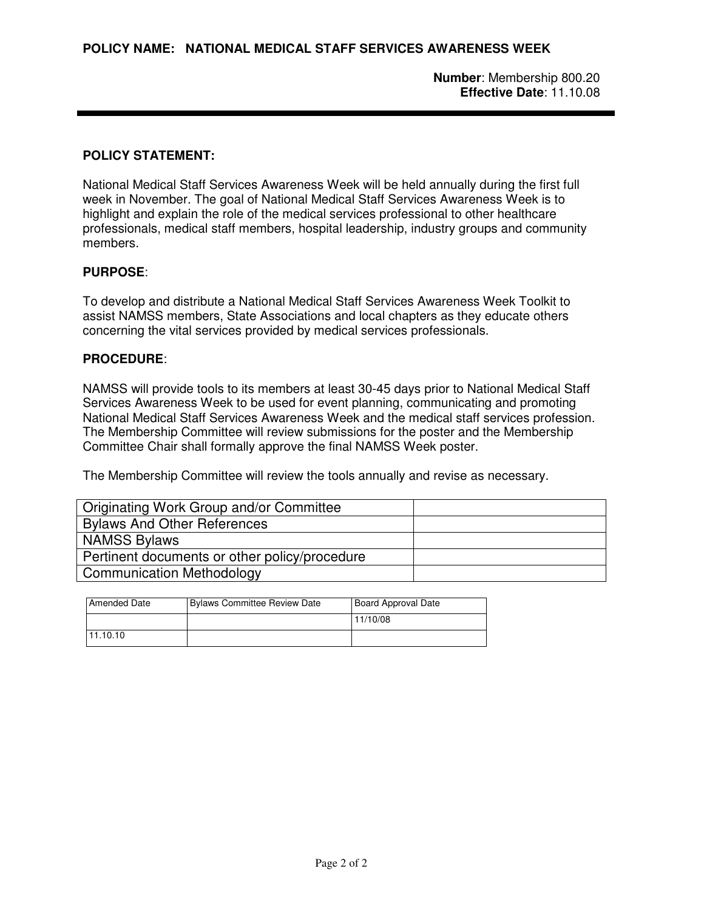**POLICY NAME: NATIONAL MEDICAL STAFF SERVICES AWARENESS WEEK**

**Number**: Membership 800.20
**Effective Date**: 11.10.08

---

**POLICY STATEMENT:**

National Medical Staff Services Awareness Week will be held annually during the first full week in November. The goal of National Medical Staff Services Awareness Week is to highlight and explain the role of the medical services professional to other healthcare professionals, medical staff members, hospital leadership, industry groups and community members.

**PURPOSE**:

To develop and distribute a National Medical Staff Services Awareness Week Toolkit to assist NAMSS members, State Associations and local chapters as they educate others concerning the vital services provided by medical services professionals.

**PROCEDURE**:

NAMSS will provide tools to its members at least 30-45 days prior to National Medical Staff Services Awareness Week to be used for event planning, communicating and promoting National Medical Staff Services Awareness Week and the medical staff services profession. The Membership Committee will review submissions for the poster and the Membership Committee Chair shall formally approve the final NAMSS Week poster.

The Membership Committee will review the tools annually and revise as necessary.

| | |
|---|---|
| Originating Work Group and/or Committee | |
| Bylaws And Other References | |
| NAMSS Bylaws | |
| Pertinent documents or other policy/procedure | |
| Communication Methodology | |

| Amended Date | Bylaws Committee Review Date | Board Approval Date |
|---|---|---|
| | | 11/10/08 |
| 11.10.10 | | |